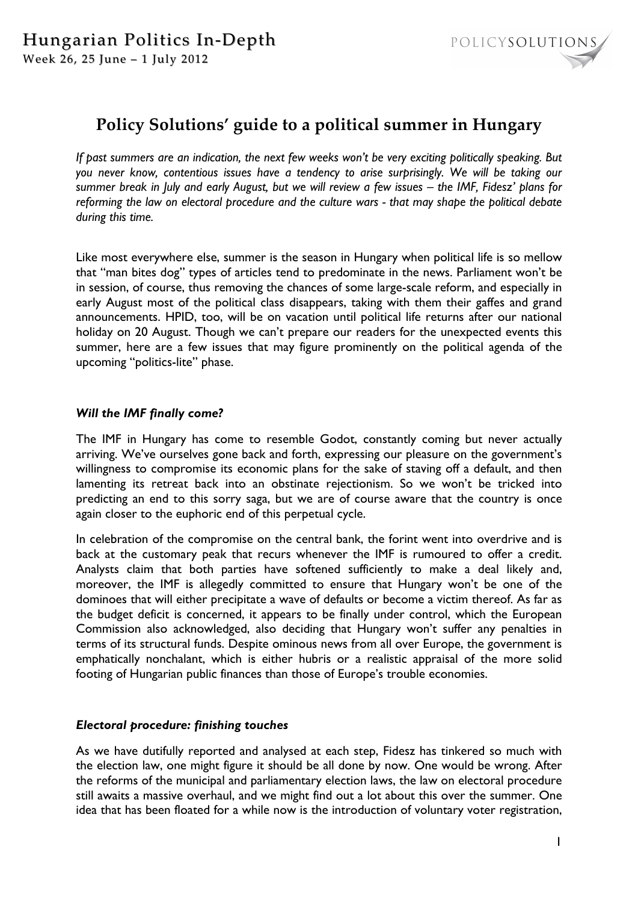# Policy Solutions' guide to a political summer in Hungary

*If past summers are an indication, the next few weeks won't be very exciting politically speaking. But you never know, contentious issues have a tendency to arise surprisingly. We will be taking our summer break in July and early August, but we will review a few issues – the IMF, Fidesz' plans for reforming the law on electoral procedure and the culture wars - that may shape the political debate during this time.*

Like most everywhere else, summer is the season in Hungary when political life is so mellow that "man bites dog" types of articles tend to predominate in the news. Parliament won't be in session, of course, thus removing the chances of some large-scale reform, and especially in early August most of the political class disappears, taking with them their gaffes and grand announcements. HPID, too, will be on vacation until political life returns after our national holiday on 20 August. Though we can't prepare our readers for the unexpected events this summer, here are a few issues that may figure prominently on the political agenda of the upcoming "politics-lite" phase.

### *Will the IMF finally come?*

The IMF in Hungary has come to resemble Godot, constantly coming but never actually arriving. We've ourselves gone back and forth, expressing our pleasure on the government's willingness to compromise its economic plans for the sake of staving off a default, and then lamenting its retreat back into an obstinate rejectionism. So we won't be tricked into predicting an end to this sorry saga, but we are of course aware that the country is once again closer to the euphoric end of this perpetual cycle.

In celebration of the compromise on the central bank, the forint went into overdrive and is back at the customary peak that recurs whenever the IMF is rumoured to offer a credit. Analysts claim that both parties have softened sufficiently to make a deal likely and, moreover, the IMF is allegedly committed to ensure that Hungary won't be one of the dominoes that will either precipitate a wave of defaults or become a victim thereof. As far as the budget deficit is concerned, it appears to be finally under control, which the European Commission also acknowledged, also deciding that Hungary won't suffer any penalties in terms of its structural funds. Despite ominous news from all over Europe, the government is emphatically nonchalant, which is either hubris or a realistic appraisal of the more solid footing of Hungarian public finances than those of Europe's trouble economies.

### *Electoral procedure: finishing touches*

As we have dutifully reported and analysed at each step, Fidesz has tinkered so much with the election law, one might figure it should be all done by now. One would be wrong. After the reforms of the municipal and parliamentary election laws, the law on electoral procedure still awaits a massive overhaul, and we might find out a lot about this over the summer. One idea that has been floated for a while now is the introduction of voluntary voter registration,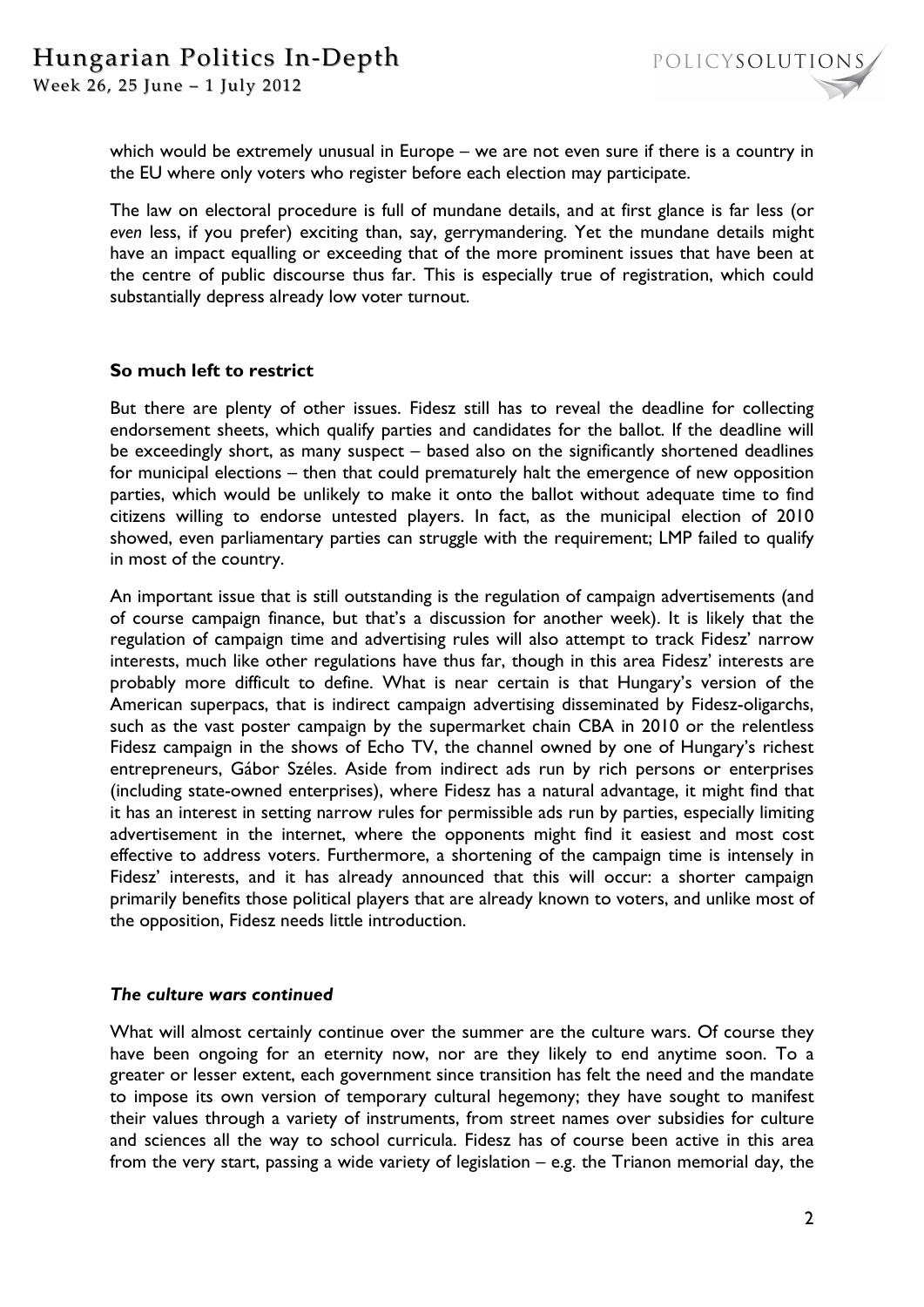which would be extremely unusual in Europe – we are not even sure if there is a country in the EU where only voters who register before each election may participate.

The law on electoral procedure is full of mundane details, and at first glance is far less (or *even* less, if you prefer) exciting than, say, gerrymandering. Yet the mundane details might have an impact equalling or exceeding that of the more prominent issues that have been at the centre of public discourse thus far. This is especially true of registration, which could substantially depress already low voter turnout.

### So much left to restrict

But there are plenty of other issues. Fidesz still has to reveal the deadline for collecting endorsement sheets, which qualify parties and candidates for the ballot. If the deadline will be exceedingly short, as many suspect – based also on the significantly shortened deadlines for municipal elections – then that could prematurely halt the emergence of new opposition parties, which would be unlikely to make it onto the ballot without adequate time to find citizens willing to endorse untested players. In fact, as the municipal election of 2010 showed, even parliamentary parties can struggle with the requirement; LMP failed to qualify in most of the country.

An important issue that is still outstanding is the regulation of campaign advertisements (and of course campaign finance, but that's a discussion for another week). It is likely that the regulation of campaign time and advertising rules will also attempt to track Fidesz' narrow interests, much like other regulations have thus far, though in this area Fidesz' interests are probably more difficult to define. What is near certain is that Hungary's version of the American superpacs, that is indirect campaign advertising disseminated by Fidesz-oligarchs, such as the vast poster campaign by the supermarket chain CBA in 2010 or the relentless Fidesz campaign in the shows of Echo TV, the channel owned by one of Hungary's richest entrepreneurs, Gábor Széles. Aside from indirect ads run by rich persons or enterprises (including state-owned enterprises), where Fidesz has a natural advantage, it might find that it has an interest in setting narrow rules for permissible ads run by parties, especially limiting advertisement in the internet, where the opponents might find it easiest and most cost effective to address voters. Furthermore, a shortening of the campaign time is intensely in Fidesz' interests, and it has already announced that this will occur: a shorter campaign primarily benefits those political players that are already known to voters, and unlike most of the opposition, Fidesz needs little introduction.

### *The culture wars continued*

What will almost certainly continue over the summer are the culture wars. Of course they have been ongoing for an eternity now, nor are they likely to end anytime soon. To a greater or lesser extent, each government since transition has felt the need and the mandate to impose its own version of temporary cultural hegemony; they have sought to manifest their values through a variety of instruments, from street names over subsidies for culture and sciences all the way to school curricula. Fidesz has of course been active in this area from the very start, passing a wide variety of legislation – e.g. the Trianon memorial day, the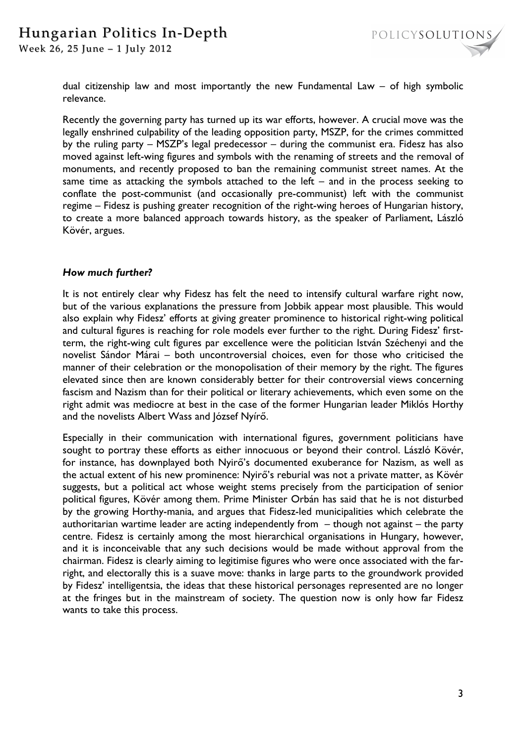dual citizenship law and most importantly the new Fundamental Law – of high symbolic relevance.

Recently the governing party has turned up its war efforts, however. A crucial move was the legally enshrined culpability of the leading opposition party, MSZP, for the crimes committed by the ruling party – MSZP's legal predecessor – during the communist era. Fidesz has also moved against left-wing figures and symbols with the renaming of streets and the removal of monuments, and recently proposed to ban the remaining communist street names. At the same time as attacking the symbols attached to the left – and in the process seeking to conflate the post-communist (and occasionally pre-communist) left with the communist regime – Fidesz is pushing greater recognition of the right-wing heroes of Hungarian history, to create a more balanced approach towards history, as the speaker of Parliament, László Kövér, argues.

### *How much further?*

It is not entirely clear why Fidesz has felt the need to intensify cultural warfare right now, but of the various explanations the pressure from Jobbik appear most plausible. This would also explain why Fidesz' efforts at giving greater prominence to historical right-wing political and cultural figures is reaching for role models ever further to the right. During Fidesz' first-term, the right-wing cult figures par excellence were the politician István Széchenyi and the novelist Sándor Márai – both uncontroversial choices, even for those who criticised the manner of their celebration or the monopolisation of their memory by the right. The figures elevated since then are known considerably better for their controversial views concerning fascism and Nazism than for their political or literary achievements, which even some on the right admit was mediocre at best in the case of the former Hungarian leader Miklós Horthy and the novelists Albert Wass and József Nyírő.

Especially in their communication with international figures, government politicians have sought to portray these efforts as either innocuous or beyond their control. László Kövér, for instance, has downplayed both Nyirő's documented exuberance for Nazism, as well as the actual extent of his new prominence: Nyirő's reburial was not a private matter, as Kövér suggests, but a political act whose weight stems precisely from the participation of senior political figures, Kövér among them. Prime Minister Orbán has said that he is not disturbed by the growing Horthy-mania, and argues that Fidesz-led municipalities which celebrate the authoritarian wartime leader are acting independently from – though not against – the party centre. Fidesz is certainly among the most hierarchical organisations in Hungary, however, and it is inconceivable that any such decisions would be made without approval from the chairman. Fidesz is clearly aiming to legitimise figures who were once associated with the far-right, and electorally this is a suave move: thanks in large parts to the groundwork provided by Fidesz' intelligentsia, the ideas that these historical personages represented are no longer at the fringes but in the mainstream of society. The question now is only how far Fidesz wants to take this process.